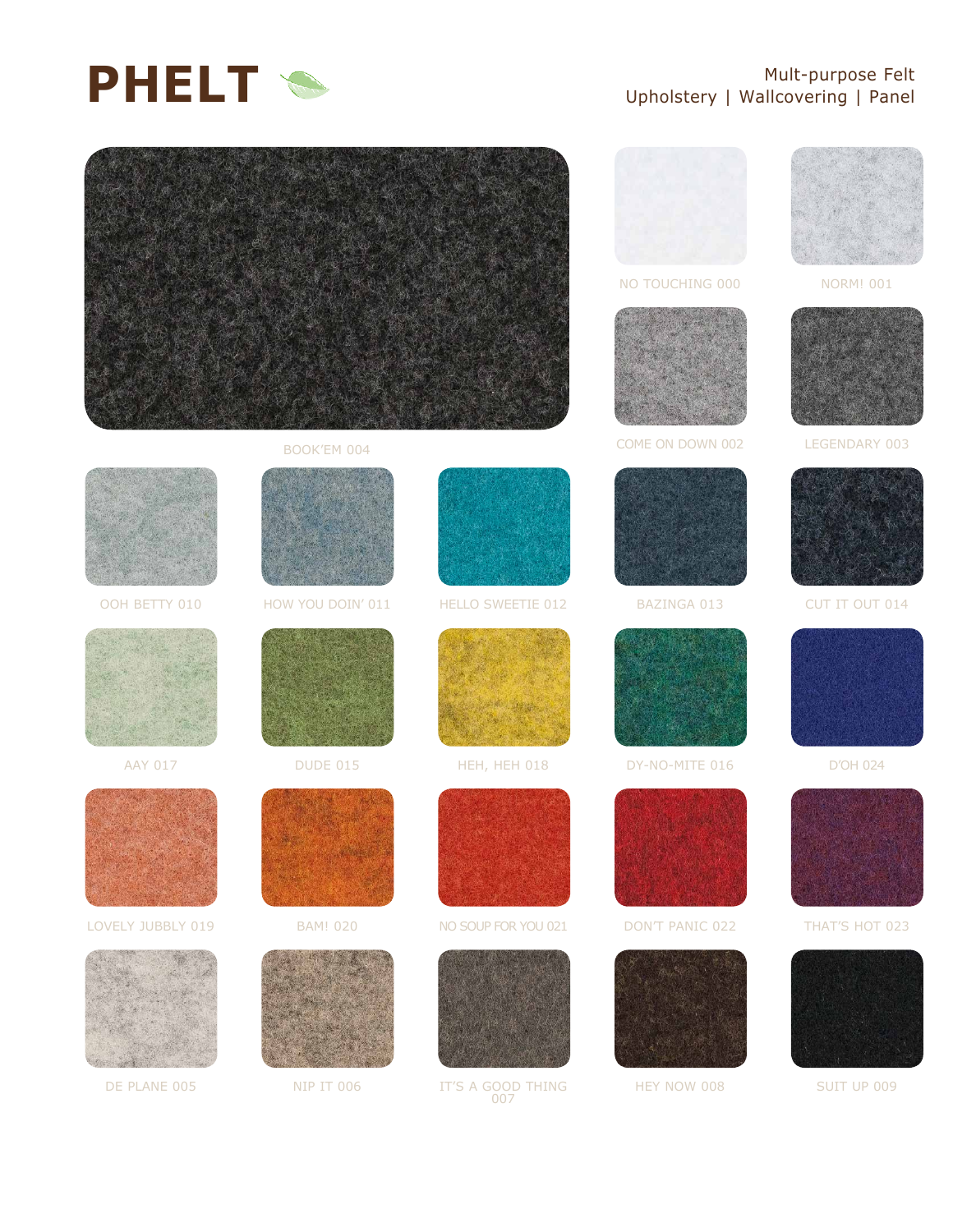# PHELT

Mult-purpose Felt
Upholstery | Wallcovering | Panel

BOOK'EM 004

NO TOUCHING 000

NORM! 001

COME ON DOWN 002

LEGENDARY 003

OOH BETTY 010

HOW YOU DOIN' 011

HELLO SWEETIE 012

BAZINGA 013

CUT IT OUT 014

AAY 017

DUDE 015

HEH, HEH 018

DY-NO-MITE 016

D'OH 024

LOVELY JUBBLY 019

BAM! 020

NO SOUP FOR YOU 021

DON'T PANIC 022

THAT'S HOT 023

DE PLANE 005

NIP IT 006

IT'S A GOOD THING 007

HEY NOW 008

SUIT UP 009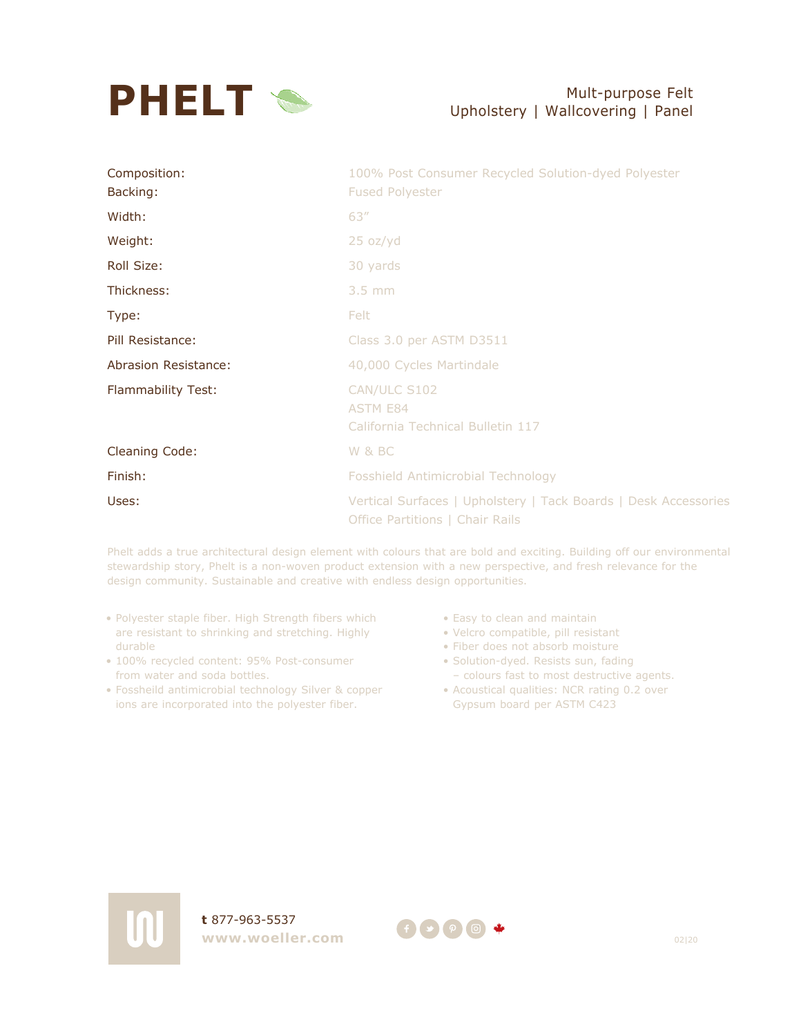# PHELT

Mult-purpose Felt
Upholstery | Wallcovering | Panel

| | |
|---|---|
| Composition: | 100% Post Consumer Recycled Solution-dyed Polyester |
| Backing: | Fused Polyester |
| Width: | 63″ |
| Weight: | 25 oz/yd |
| Roll Size: | 30 yards |
| Thickness: | 3.5 mm |
| Type: | Felt |
| Pill Resistance: | Class 3.0 per ASTM D3511 |
| Abrasion Resistance: | 40,000 Cycles Martindale |
| Flammability Test: | CAN/ULC S102<br>ASTM E84<br>California Technical Bulletin 117 |
| Cleaning Code: | W & BC |
| Finish: | Fosshield Antimicrobial Technology |
| Uses: | Vertical Surfaces \| Upholstery \| Tack Boards \| Desk Accessories<br>Office Partitions \| Chair Rails |

Phelt adds a true architectural design element with colours that are bold and exciting. Building off our environmental stewardship story, Phelt is a non-woven product extension with a new perspective, and fresh relevance for the design community. Sustainable and creative with endless design opportunities.

- Polyester staple fiber. High Strength fibers which are resistant to shrinking and stretching. Highly durable
- 100% recycled content: 95% Post-consumer from water and soda bottles.
- Fossheild antimicrobial technology Silver & copper ions are incorporated into the polyester fiber.
- Easy to clean and maintain
- Velcro compatible, pill resistant
- Fiber does not absorb moisture
- Solution-dyed. Resists sun, fading – colours fast to most destructive agents.
- Acoustical qualities: NCR rating 0.2 over Gypsum board per ASTM C423

**t** 877-963-5537
www.woeller.com

02|20